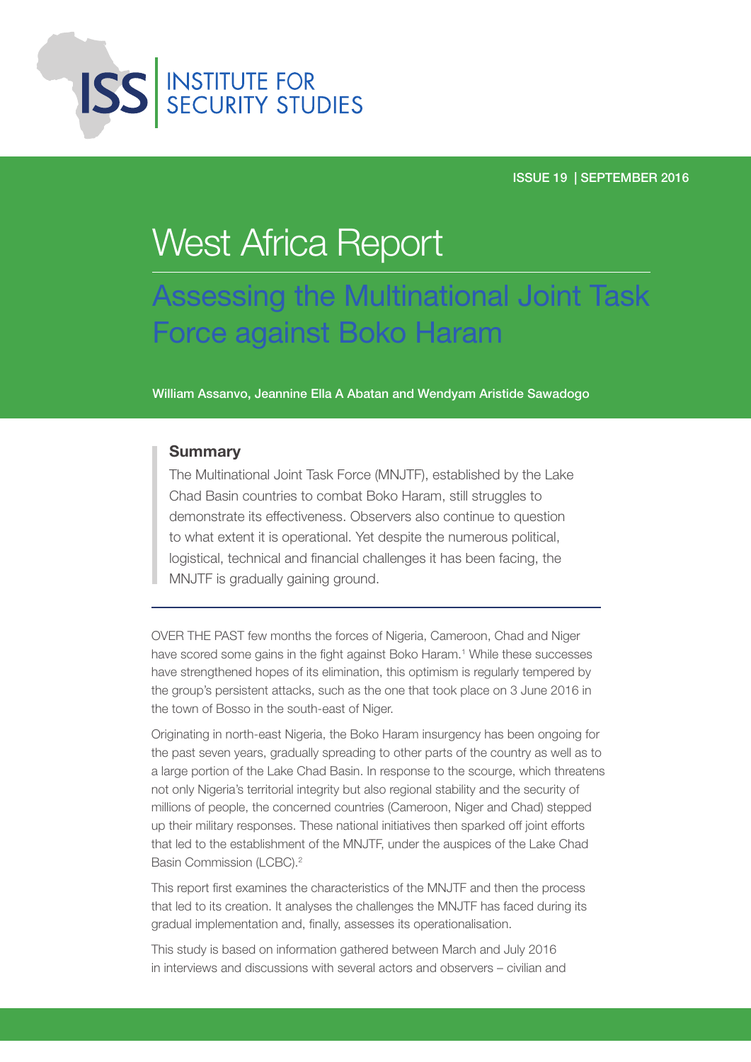INSTITUTE FOR SECURITY STUDIES

ISSUE 19 | SEPTEMBER 2016

# West Africa Report

## Assessing the Multinational Joint Task Force against Boko Haram

William Assanvo, Jeannine Ella A Abatan and Wendyam Aristide Sawadogo

### Summary

The Multinational Joint Task Force (MNJTF), established by the Lake Chad Basin countries to combat Boko Haram, still struggles to demonstrate its effectiveness. Observers also continue to question to what extent it is operational. Yet despite the numerous political, logistical, technical and financial challenges it has been facing, the MNJTF is gradually gaining ground.

OVER THE PAST few months the forces of Nigeria, Cameroon, Chad and Niger have scored some gains in the fight against Boko Haram.[1] While these successes have strengthened hopes of its elimination, this optimism is regularly tempered by the group's persistent attacks, such as the one that took place on 3 June 2016 in the town of Bosso in the south-east of Niger.

Originating in north-east Nigeria, the Boko Haram insurgency has been ongoing for the past seven years, gradually spreading to other parts of the country as well as to a large portion of the Lake Chad Basin. In response to the scourge, which threatens not only Nigeria's territorial integrity but also regional stability and the security of millions of people, the concerned countries (Cameroon, Niger and Chad) stepped up their military responses. These national initiatives then sparked off joint efforts that led to the establishment of the MNJTF, under the auspices of the Lake Chad Basin Commission (LCBC).[2]

This report first examines the characteristics of the MNJTF and then the process that led to its creation. It analyses the challenges the MNJTF has faced during its gradual implementation and, finally, assesses its operationalisation.

This study is based on information gathered between March and July 2016 in interviews and discussions with several actors and observers – civilian and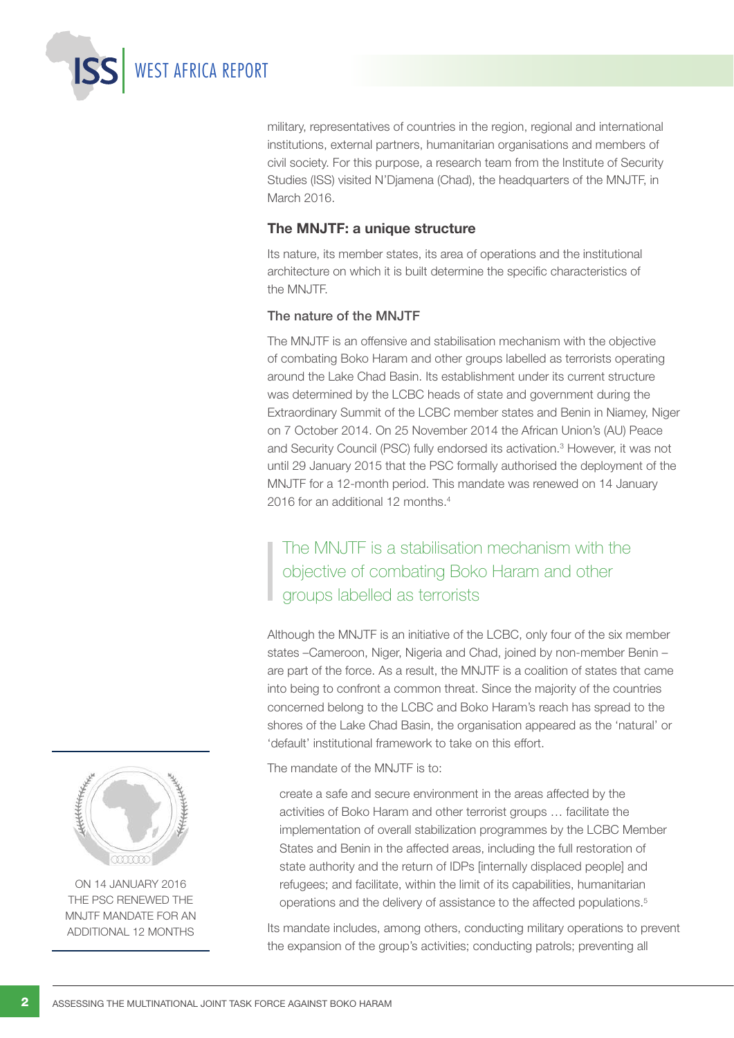military, representatives of countries in the region, regional and international institutions, external partners, humanitarian organisations and members of civil society. For this purpose, a research team from the Institute of Security Studies (ISS) visited N'Djamena (Chad), the headquarters of the MNJTF, in March 2016.

## The MNJTF: a unique structure

Its nature, its member states, its area of operations and the institutional architecture on which it is built determine the specific characteristics of the MNJTF.

### The nature of the MNJTF

The MNJTF is an offensive and stabilisation mechanism with the objective of combating Boko Haram and other groups labelled as terrorists operating around the Lake Chad Basin. Its establishment under its current structure was determined by the LCBC heads of state and government during the Extraordinary Summit of the LCBC member states and Benin in Niamey, Niger on 7 October 2014. On 25 November 2014 the African Union's (AU) Peace and Security Council (PSC) fully endorsed its activation.[3] However, it was not until 29 January 2015 that the PSC formally authorised the deployment of the MNJTF for a 12-month period. This mandate was renewed on 14 January 2016 for an additional 12 months.[4]

> The MNJTF is a stabilisation mechanism with the objective of combating Boko Haram and other groups labelled as terrorists

Although the MNJTF is an initiative of the LCBC, only four of the six member states –Cameroon, Niger, Nigeria and Chad, joined by non-member Benin – are part of the force. As a result, the MNJTF is a coalition of states that came into being to confront a common threat. Since the majority of the countries concerned belong to the LCBC and Boko Haram's reach has spread to the shores of the Lake Chad Basin, the organisation appeared as the 'natural' or 'default' institutional framework to take on this effort.

The mandate of the MNJTF is to:

> create a safe and secure environment in the areas affected by the activities of Boko Haram and other terrorist groups … facilitate the implementation of overall stabilization programmes by the LCBC Member States and Benin in the affected areas, including the full restoration of state authority and the return of IDPs [internally displaced people] and refugees; and facilitate, within the limit of its capabilities, humanitarian operations and the delivery of assistance to the affected populations.[5]

Its mandate includes, among others, conducting military operations to prevent the expansion of the group's activities; conducting patrols; preventing all

ON 14 JANUARY 2016 THE PSC RENEWED THE MNJTF MANDATE FOR AN ADDITIONAL 12 MONTHS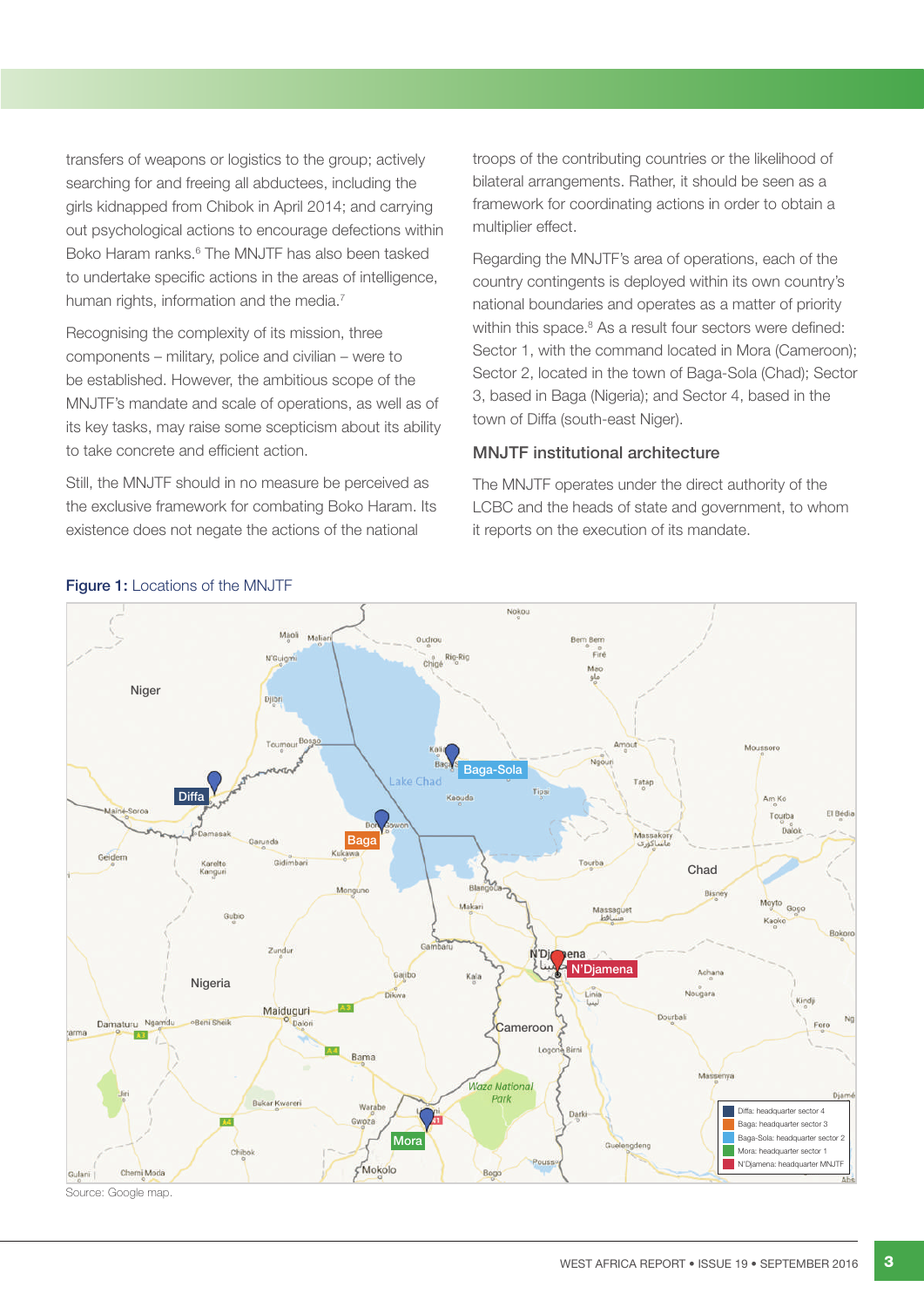transfers of weapons or logistics to the group; actively searching for and freeing all abductees, including the girls kidnapped from Chibok in April 2014; and carrying out psychological actions to encourage defections within Boko Haram ranks.[6] The MNJTF has also been tasked to undertake specific actions in the areas of intelligence, human rights, information and the media.[7]

Recognising the complexity of its mission, three components – military, police and civilian – were to be established. However, the ambitious scope of the MNJTF's mandate and scale of operations, as well as of its key tasks, may raise some scepticism about its ability to take concrete and efficient action.

Still, the MNJTF should in no measure be perceived as the exclusive framework for combating Boko Haram. Its existence does not negate the actions of the national troops of the contributing countries or the likelihood of bilateral arrangements. Rather, it should be seen as a framework for coordinating actions in order to obtain a multiplier effect.

Regarding the MNJTF's area of operations, each of the country contingents is deployed within its own country's national boundaries and operates as a matter of priority within this space.[8] As a result four sectors were defined: Sector 1, with the command located in Mora (Cameroon); Sector 2, located in the town of Baga-Sola (Chad); Sector 3, based in Baga (Nigeria); and Sector 4, based in the town of Diffa (south-east Niger).

## MNJTF institutional architecture

The MNJTF operates under the direct authority of the LCBC and the heads of state and government, to whom it reports on the execution of its mandate.

**Figure 1:** Locations of the MNJTF

- Diffa: headquarter sector 4
- Baga: headquarter sector 3
- Baga-Sola: headquarter sector 2
- Mora: headquarter sector 1
- N'Djamena: headquarter MNJTF

Source: Google map.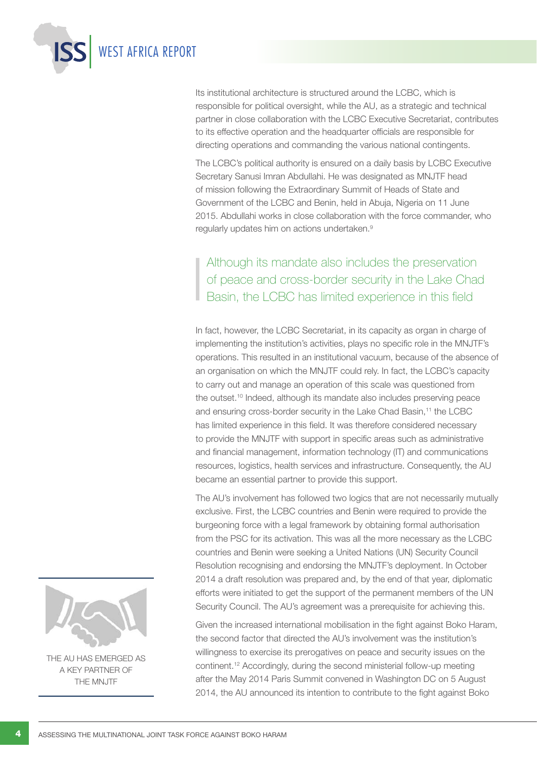Its institutional architecture is structured around the LCBC, which is responsible for political oversight, while the AU, as a strategic and technical partner in close collaboration with the LCBC Executive Secretariat, contributes to its effective operation and the headquarter officials are responsible for directing operations and commanding the various national contingents.

The LCBC's political authority is ensured on a daily basis by LCBC Executive Secretary Sanusi Imran Abdullahi. He was designated as MNJTF head of mission following the Extraordinary Summit of Heads of State and Government of the LCBC and Benin, held in Abuja, Nigeria on 11 June 2015. Abdullahi works in close collaboration with the force commander, who regularly updates him on actions undertaken.[9]

> Although its mandate also includes the preservation of peace and cross-border security in the Lake Chad Basin, the LCBC has limited experience in this field

In fact, however, the LCBC Secretariat, in its capacity as organ in charge of implementing the institution's activities, plays no specific role in the MNJTF's operations. This resulted in an institutional vacuum, because of the absence of an organisation on which the MNJTF could rely. In fact, the LCBC's capacity to carry out and manage an operation of this scale was questioned from the outset.[10] Indeed, although its mandate also includes preserving peace and ensuring cross-border security in the Lake Chad Basin,[11] the LCBC has limited experience in this field. It was therefore considered necessary to provide the MNJTF with support in specific areas such as administrative and financial management, information technology (IT) and communications resources, logistics, health services and infrastructure. Consequently, the AU became an essential partner to provide this support.

The AU's involvement has followed two logics that are not necessarily mutually exclusive. First, the LCBC countries and Benin were required to provide the burgeoning force with a legal framework by obtaining formal authorisation from the PSC for its activation. This was all the more necessary as the LCBC countries and Benin were seeking a United Nations (UN) Security Council Resolution recognising and endorsing the MNJTF's deployment. In October 2014 a draft resolution was prepared and, by the end of that year, diplomatic efforts were initiated to get the support of the permanent members of the UN Security Council. The AU's agreement was a prerequisite for achieving this.

Given the increased international mobilisation in the fight against Boko Haram, the second factor that directed the AU's involvement was the institution's willingness to exercise its prerogatives on peace and security issues on the continent.[12] Accordingly, during the second ministerial follow-up meeting after the May 2014 Paris Summit convened in Washington DC on 5 August 2014, the AU announced its intention to contribute to the fight against Boko

THE AU HAS EMERGED AS A KEY PARTNER OF THE MNJTF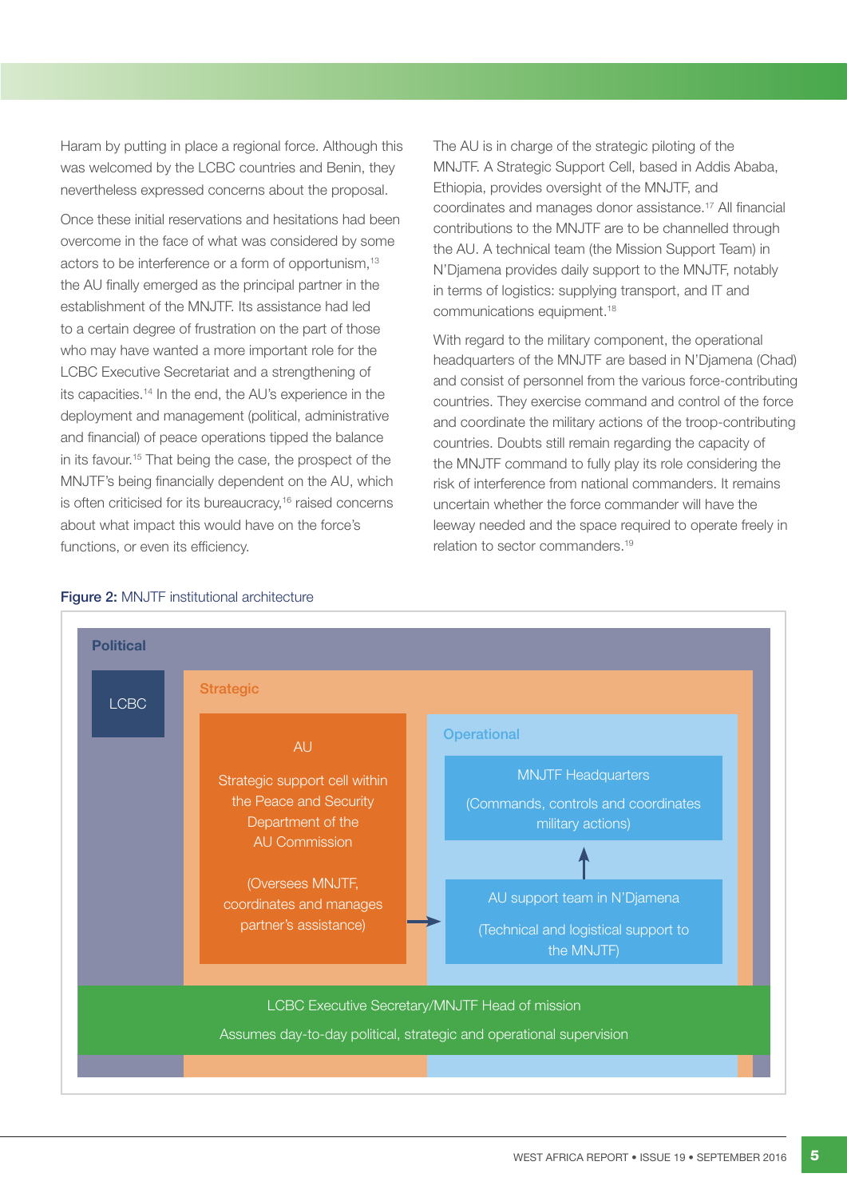Haram by putting in place a regional force. Although this was welcomed by the LCBC countries and Benin, they nevertheless expressed concerns about the proposal.

Once these initial reservations and hesitations had been overcome in the face of what was considered by some actors to be interference or a form of opportunism,[13] the AU finally emerged as the principal partner in the establishment of the MNJTF. Its assistance had led to a certain degree of frustration on the part of those who may have wanted a more important role for the LCBC Executive Secretariat and a strengthening of its capacities.[14] In the end, the AU's experience in the deployment and management (political, administrative and financial) of peace operations tipped the balance in its favour.[15] That being the case, the prospect of the MNJTF's being financially dependent on the AU, which is often criticised for its bureaucracy,[16] raised concerns about what impact this would have on the force's functions, or even its efficiency.

The AU is in charge of the strategic piloting of the MNJTF. A Strategic Support Cell, based in Addis Ababa, Ethiopia, provides oversight of the MNJTF, and coordinates and manages donor assistance.[17] All financial contributions to the MNJTF are to be channelled through the AU. A technical team (the Mission Support Team) in N'Djamena provides daily support to the MNJTF, notably in terms of logistics: supplying transport, and IT and communications equipment.[18]

With regard to the military component, the operational headquarters of the MNJTF are based in N'Djamena (Chad) and consist of personnel from the various force-contributing countries. They exercise command and control of the force and coordinate the military actions of the troop-contributing countries. Doubts still remain regarding the capacity of the MNJTF command to fully play its role considering the risk of interference from national commanders. It remains uncertain whether the force commander will have the leeway needed and the space required to operate freely in relation to sector commanders.[19]

**Figure 2:** MNJTF institutional architecture

**Political**

- LCBC

**Strategic**

- AU

  Strategic support cell within the Peace and Security Department of the AU Commission

  (Oversees MNJTF, coordinates and manages partner's assistance)

**Operational**

- MNJTF Headquarters

  (Commands, controls and coordinates military actions)

- AU support team in N'Djamena

  (Technical and logistical support to the MNJTF)

LCBC Executive Secretary/MNJTF Head of mission

Assumes day-to-day political, strategic and operational supervision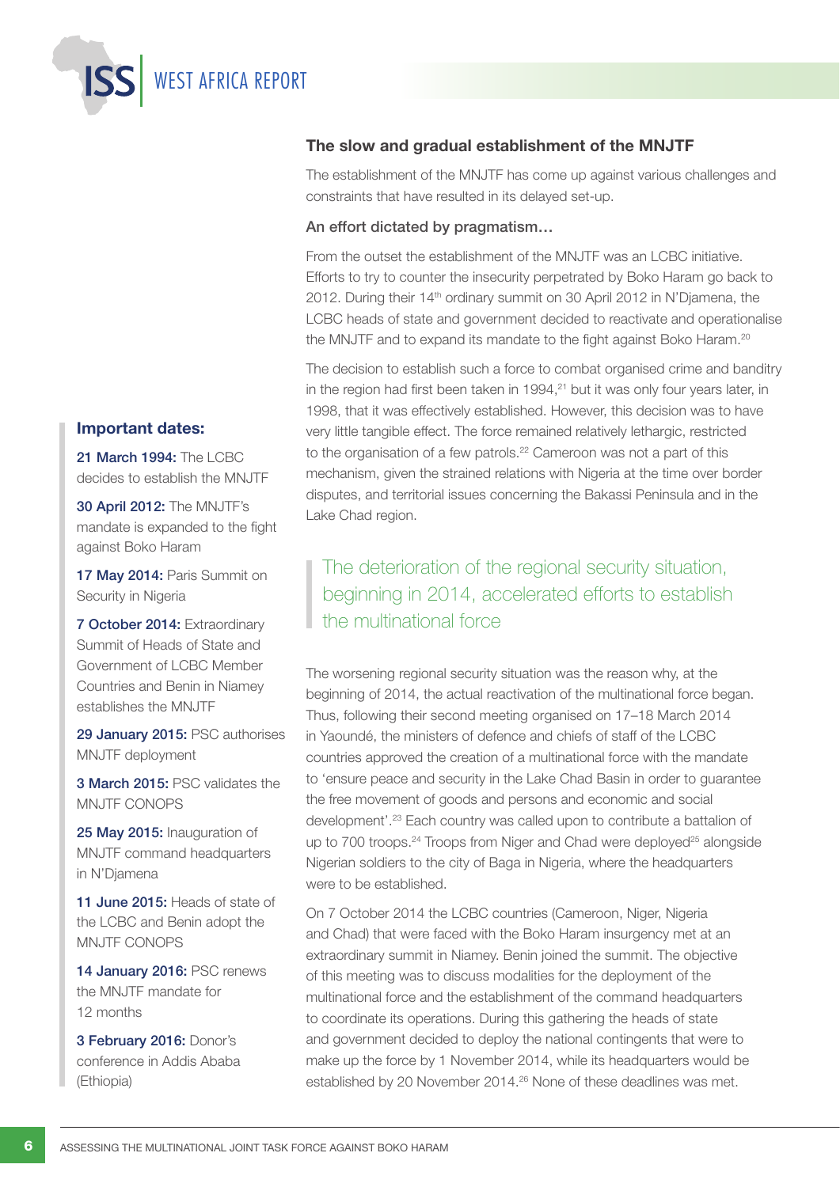## The slow and gradual establishment of the MNJTF

The establishment of the MNJTF has come up against various challenges and constraints that have resulted in its delayed set-up.

### An effort dictated by pragmatism…

From the outset the establishment of the MNJTF was an LCBC initiative. Efforts to try to counter the insecurity perpetrated by Boko Haram go back to 2012. During their 14th ordinary summit on 30 April 2012 in N'Djamena, the LCBC heads of state and government decided to reactivate and operationalise the MNJTF and to expand its mandate to the fight against Boko Haram.[20]

The decision to establish such a force to combat organised crime and banditry in the region had first been taken in 1994,[21] but it was only four years later, in 1998, that it was effectively established. However, this decision was to have very little tangible effect. The force remained relatively lethargic, restricted to the organisation of a few patrols.[22] Cameroon was not a part of this mechanism, given the strained relations with Nigeria at the time over border disputes, and territorial issues concerning the Bakassi Peninsula and in the Lake Chad region.

> The deterioration of the regional security situation, beginning in 2014, accelerated efforts to establish the multinational force

The worsening regional security situation was the reason why, at the beginning of 2014, the actual reactivation of the multinational force began. Thus, following their second meeting organised on 17–18 March 2014 in Yaoundé, the ministers of defence and chiefs of staff of the LCBC countries approved the creation of a multinational force with the mandate to 'ensure peace and security in the Lake Chad Basin in order to guarantee the free movement of goods and persons and economic and social development'.[23] Each country was called upon to contribute a battalion of up to 700 troops.[24] Troops from Niger and Chad were deployed[25] alongside Nigerian soldiers to the city of Baga in Nigeria, where the headquarters were to be established.

On 7 October 2014 the LCBC countries (Cameroon, Niger, Nigeria and Chad) that were faced with the Boko Haram insurgency met at an extraordinary summit in Niamey. Benin joined the summit. The objective of this meeting was to discuss modalities for the deployment of the multinational force and the establishment of the command headquarters to coordinate its operations. During this gathering the heads of state and government decided to deploy the national contingents that were to make up the force by 1 November 2014, while its headquarters would be established by 20 November 2014.[26] None of these deadlines was met.

**Important dates:**

**21 March 1994:** The LCBC decides to establish the MNJTF

**30 April 2012:** The MNJTF's mandate is expanded to the fight against Boko Haram

**17 May 2014:** Paris Summit on Security in Nigeria

**7 October 2014:** Extraordinary Summit of Heads of State and Government of LCBC Member Countries and Benin in Niamey establishes the MNJTF

**29 January 2015:** PSC authorises MNJTF deployment

**3 March 2015:** PSC validates the MNJTF CONOPS

**25 May 2015:** Inauguration of MNJTF command headquarters in N'Djamena

**11 June 2015:** Heads of state of the LCBC and Benin adopt the MNJTF CONOPS

**14 January 2016:** PSC renews the MNJTF mandate for 12 months

**3 February 2016:** Donor's conference in Addis Ababa (Ethiopia)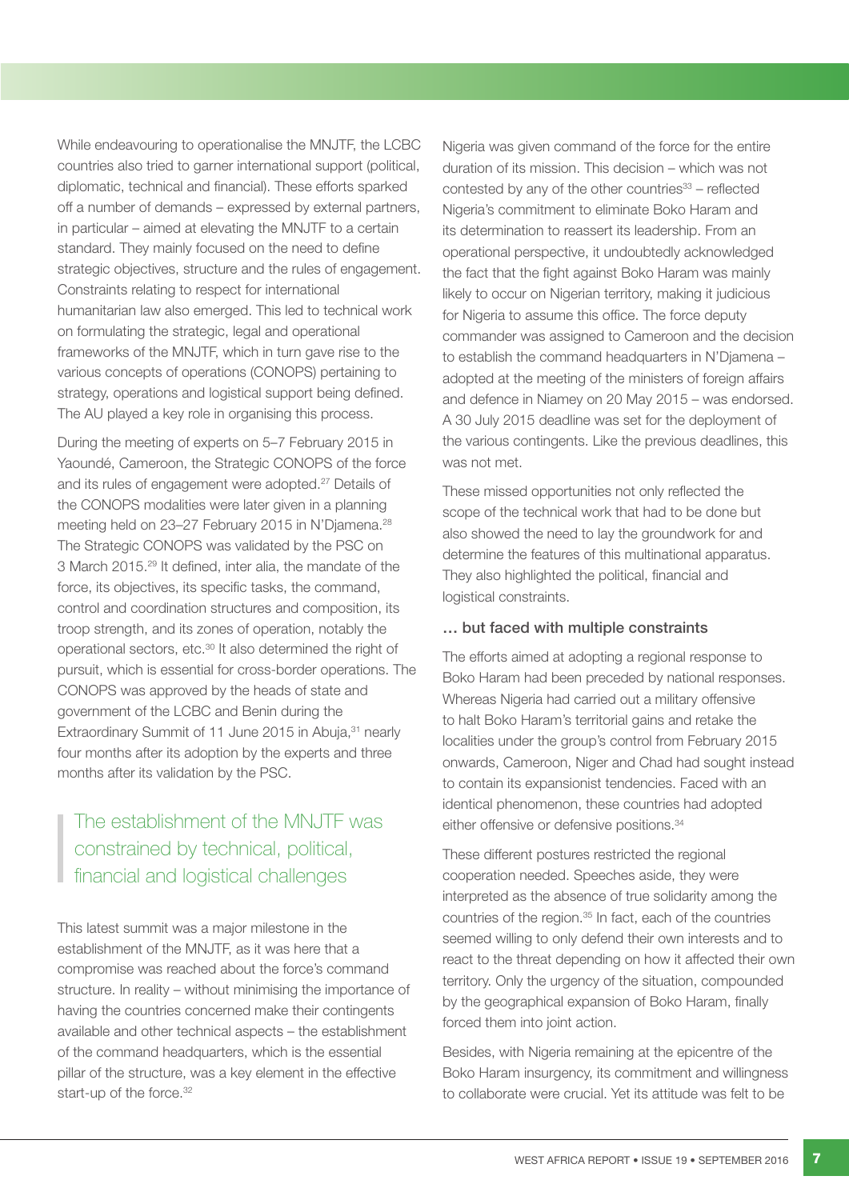While endeavouring to operationalise the MNJTF, the LCBC countries also tried to garner international support (political, diplomatic, technical and financial). These efforts sparked off a number of demands – expressed by external partners, in particular – aimed at elevating the MNJTF to a certain standard. They mainly focused on the need to define strategic objectives, structure and the rules of engagement. Constraints relating to respect for international humanitarian law also emerged. This led to technical work on formulating the strategic, legal and operational frameworks of the MNJTF, which in turn gave rise to the various concepts of operations (CONOPS) pertaining to strategy, operations and logistical support being defined. The AU played a key role in organising this process.

During the meeting of experts on 5–7 February 2015 in Yaoundé, Cameroon, the Strategic CONOPS of the force and its rules of engagement were adopted.[27] Details of the CONOPS modalities were later given in a planning meeting held on 23–27 February 2015 in N'Djamena.[28] The Strategic CONOPS was validated by the PSC on 3 March 2015.[29] It defined, inter alia, the mandate of the force, its objectives, its specific tasks, the command, control and coordination structures and composition, its troop strength, and its zones of operation, notably the operational sectors, etc.[30] It also determined the right of pursuit, which is essential for cross-border operations. The CONOPS was approved by the heads of state and government of the LCBC and Benin during the Extraordinary Summit of 11 June 2015 in Abuja,[31] nearly four months after its adoption by the experts and three months after its validation by the PSC.

> The establishment of the MNJTF was constrained by technical, political, financial and logistical challenges

This latest summit was a major milestone in the establishment of the MNJTF, as it was here that a compromise was reached about the force's command structure. In reality – without minimising the importance of having the countries concerned make their contingents available and other technical aspects – the establishment of the command headquarters, which is the essential pillar of the structure, was a key element in the effective start-up of the force.[32]

Nigeria was given command of the force for the entire duration of its mission. This decision – which was not contested by any of the other countries[33] – reflected Nigeria's commitment to eliminate Boko Haram and its determination to reassert its leadership. From an operational perspective, it undoubtedly acknowledged the fact that the fight against Boko Haram was mainly likely to occur on Nigerian territory, making it judicious for Nigeria to assume this office. The force deputy commander was assigned to Cameroon and the decision to establish the command headquarters in N'Djamena – adopted at the meeting of the ministers of foreign affairs and defence in Niamey on 20 May 2015 – was endorsed. A 30 July 2015 deadline was set for the deployment of the various contingents. Like the previous deadlines, this was not met.

These missed opportunities not only reflected the scope of the technical work that had to be done but also showed the need to lay the groundwork for and determine the features of this multinational apparatus. They also highlighted the political, financial and logistical constraints.

### … but faced with multiple constraints

The efforts aimed at adopting a regional response to Boko Haram had been preceded by national responses. Whereas Nigeria had carried out a military offensive to halt Boko Haram's territorial gains and retake the localities under the group's control from February 2015 onwards, Cameroon, Niger and Chad had sought instead to contain its expansionist tendencies. Faced with an identical phenomenon, these countries had adopted either offensive or defensive positions.[34]

These different postures restricted the regional cooperation needed. Speeches aside, they were interpreted as the absence of true solidarity among the countries of the region.[35] In fact, each of the countries seemed willing to only defend their own interests and to react to the threat depending on how it affected their own territory. Only the urgency of the situation, compounded by the geographical expansion of Boko Haram, finally forced them into joint action.

Besides, with Nigeria remaining at the epicentre of the Boko Haram insurgency, its commitment and willingness to collaborate were crucial. Yet its attitude was felt to be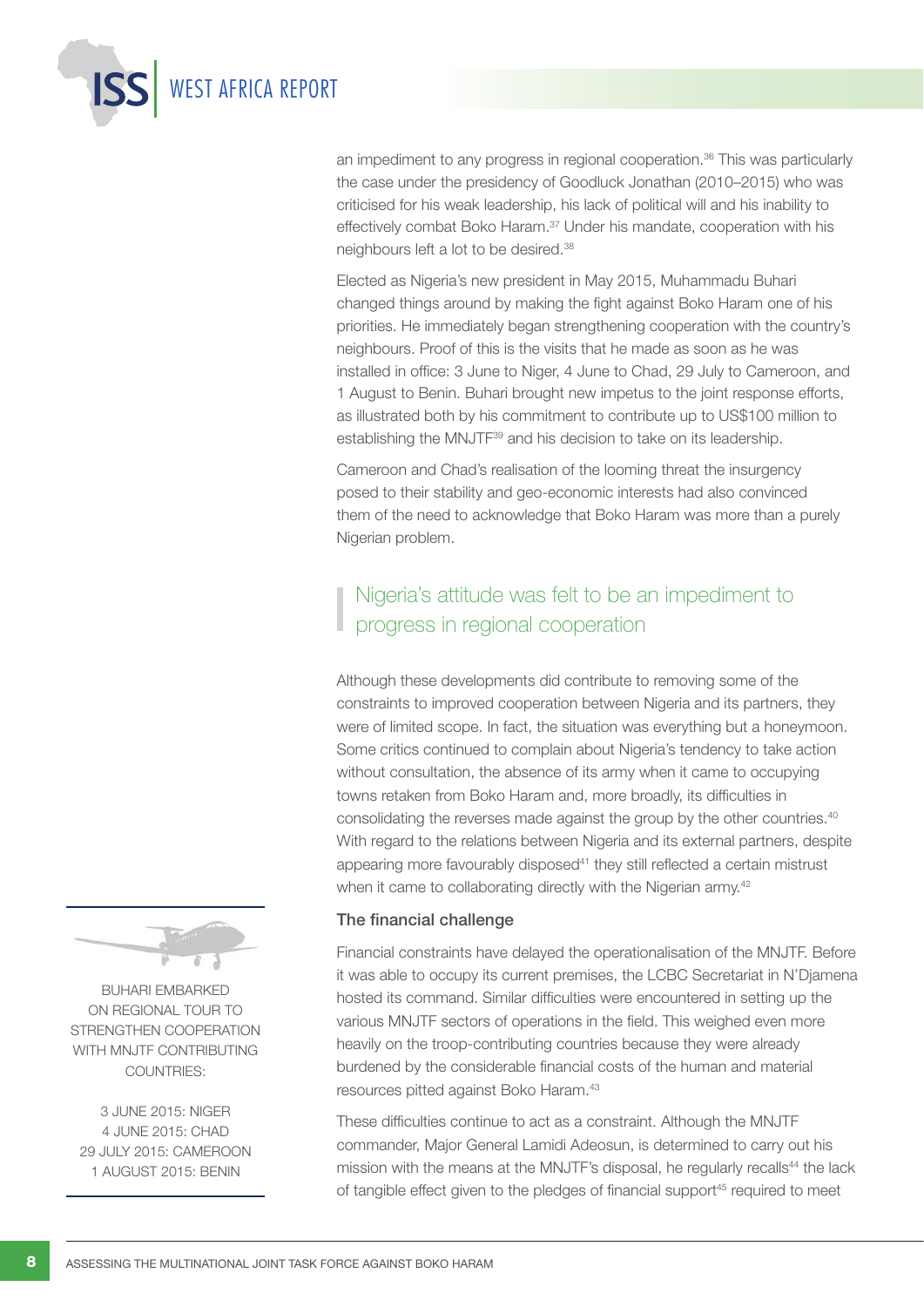an impediment to any progress in regional cooperation.[36] This was particularly the case under the presidency of Goodluck Jonathan (2010–2015) who was criticised for his weak leadership, his lack of political will and his inability to effectively combat Boko Haram.[37] Under his mandate, cooperation with his neighbours left a lot to be desired.[38]

Elected as Nigeria's new president in May 2015, Muhammadu Buhari changed things around by making the fight against Boko Haram one of his priorities. He immediately began strengthening cooperation with the country's neighbours. Proof of this is the visits that he made as soon as he was installed in office: 3 June to Niger, 4 June to Chad, 29 July to Cameroon, and 1 August to Benin. Buhari brought new impetus to the joint response efforts, as illustrated both by his commitment to contribute up to US$100 million to establishing the MNJTF[39] and his decision to take on its leadership.

Cameroon and Chad's realisation of the looming threat the insurgency posed to their stability and geo-economic interests had also convinced them of the need to acknowledge that Boko Haram was more than a purely Nigerian problem.

> Nigeria's attitude was felt to be an impediment to progress in regional cooperation

Although these developments did contribute to removing some of the constraints to improved cooperation between Nigeria and its partners, they were of limited scope. In fact, the situation was everything but a honeymoon. Some critics continued to complain about Nigeria's tendency to take action without consultation, the absence of its army when it came to occupying towns retaken from Boko Haram and, more broadly, its difficulties in consolidating the reverses made against the group by the other countries.[40] With regard to the relations between Nigeria and its external partners, despite appearing more favourably disposed[41] they still reflected a certain mistrust when it came to collaborating directly with the Nigerian army.[42]

BUHARI EMBARKED ON REGIONAL TOUR TO STRENGTHEN COOPERATION WITH MNJTF CONTRIBUTING COUNTRIES:

3 JUNE 2015: NIGER
4 JUNE 2015: CHAD
29 JULY 2015: CAMEROON
1 AUGUST 2015: BENIN

### The financial challenge

Financial constraints have delayed the operationalisation of the MNJTF. Before it was able to occupy its current premises, the LCBC Secretariat in N'Djamena hosted its command. Similar difficulties were encountered in setting up the various MNJTF sectors of operations in the field. This weighed even more heavily on the troop-contributing countries because they were already burdened by the considerable financial costs of the human and material resources pitted against Boko Haram.[43]

These difficulties continue to act as a constraint. Although the MNJTF commander, Major General Lamidi Adeosun, is determined to carry out his mission with the means at the MNJTF's disposal, he regularly recalls[44] the lack of tangible effect given to the pledges of financial support[45] required to meet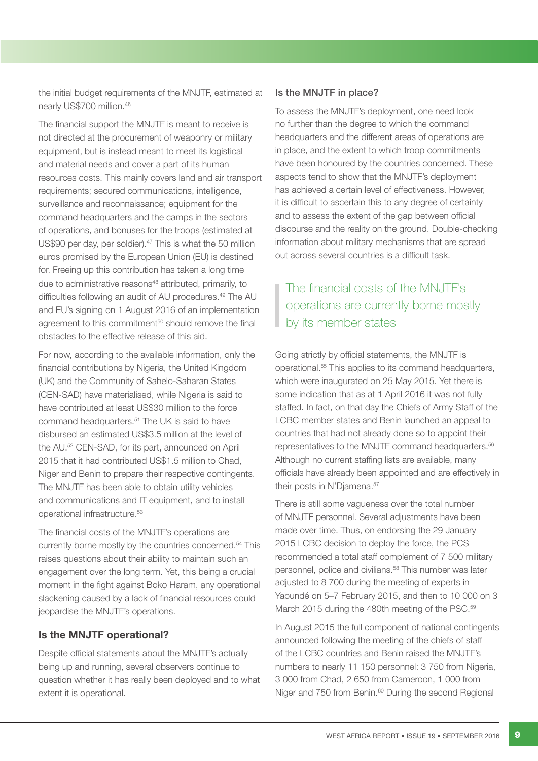the initial budget requirements of the MNJTF, estimated at nearly US$700 million.[46]

The financial support the MNJTF is meant to receive is not directed at the procurement of weaponry or military equipment, but is instead meant to meet its logistical and material needs and cover a part of its human resources costs. This mainly covers land and air transport requirements; secured communications, intelligence, surveillance and reconnaissance; equipment for the command headquarters and the camps in the sectors of operations, and bonuses for the troops (estimated at US$90 per day, per soldier).[47] This is what the 50 million euros promised by the European Union (EU) is destined for. Freeing up this contribution has taken a long time due to administrative reasons[48] attributed, primarily, to difficulties following an audit of AU procedures.[49] The AU and EU's signing on 1 August 2016 of an implementation agreement to this commitment[50] should remove the final obstacles to the effective release of this aid.

For now, according to the available information, only the financial contributions by Nigeria, the United Kingdom (UK) and the Community of Sahelo-Saharan States (CEN-SAD) have materialised, while Nigeria is said to have contributed at least US$30 million to the force command headquarters.[51] The UK is said to have disbursed an estimated US$3.5 million at the level of the AU.[52] CEN-SAD, for its part, announced on April 2015 that it had contributed US$1.5 million to Chad, Niger and Benin to prepare their respective contingents. The MNJTF has been able to obtain utility vehicles and communications and IT equipment, and to install operational infrastructure.[53]

The financial costs of the MNJTF's operations are currently borne mostly by the countries concerned.[54] This raises questions about their ability to maintain such an engagement over the long term. Yet, this being a crucial moment in the fight against Boko Haram, any operational slackening caused by a lack of financial resources could jeopardise the MNJTF's operations.

## Is the MNJTF operational?

Despite official statements about the MNJTF's actually being up and running, several observers continue to question whether it has really been deployed and to what extent it is operational.

### Is the MNJTF in place?

To assess the MNJTF's deployment, one need look no further than the degree to which the command headquarters and the different areas of operations are in place, and the extent to which troop commitments have been honoured by the countries concerned. These aspects tend to show that the MNJTF's deployment has achieved a certain level of effectiveness. However, it is difficult to ascertain this to any degree of certainty and to assess the extent of the gap between official discourse and the reality on the ground. Double-checking information about military mechanisms that are spread out across several countries is a difficult task.

> The financial costs of the MNJTF's operations are currently borne mostly by its member states

Going strictly by official statements, the MNJTF is operational.[55] This applies to its command headquarters, which were inaugurated on 25 May 2015. Yet there is some indication that as at 1 April 2016 it was not fully staffed. In fact, on that day the Chiefs of Army Staff of the LCBC member states and Benin launched an appeal to countries that had not already done so to appoint their representatives to the MNJTF command headquarters.[56] Although no current staffing lists are available, many officials have already been appointed and are effectively in their posts in N'Djamena.[57]

There is still some vagueness over the total number of MNJTF personnel. Several adjustments have been made over time. Thus, on endorsing the 29 January 2015 LCBC decision to deploy the force, the PCS recommended a total staff complement of 7 500 military personnel, police and civilians.[58] This number was later adjusted to 8 700 during the meeting of experts in Yaoundé on 5–7 February 2015, and then to 10 000 on 3 March 2015 during the 480th meeting of the PSC.[59]

In August 2015 the full component of national contingents announced following the meeting of the chiefs of staff of the LCBC countries and Benin raised the MNJTF's numbers to nearly 11 150 personnel: 3 750 from Nigeria, 3 000 from Chad, 2 650 from Cameroon, 1 000 from Niger and 750 from Benin.[60] During the second Regional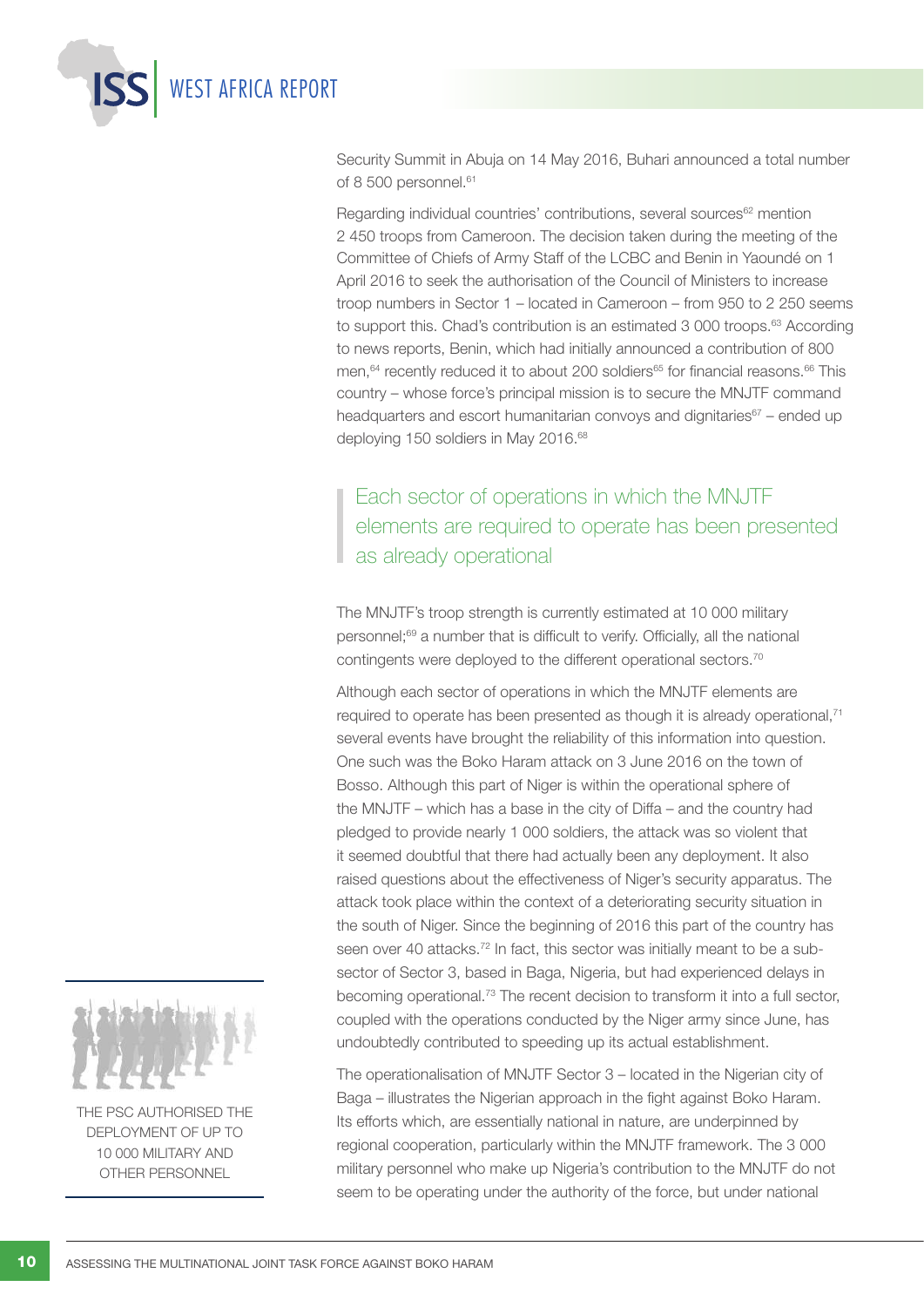Security Summit in Abuja on 14 May 2016, Buhari announced a total number of 8 500 personnel.[61]

Regarding individual countries' contributions, several sources[62] mention 2 450 troops from Cameroon. The decision taken during the meeting of the Committee of Chiefs of Army Staff of the LCBC and Benin in Yaoundé on 1 April 2016 to seek the authorisation of the Council of Ministers to increase troop numbers in Sector 1 – located in Cameroon – from 950 to 2 250 seems to support this. Chad's contribution is an estimated 3 000 troops.[63] According to news reports, Benin, which had initially announced a contribution of 800 men,[64] recently reduced it to about 200 soldiers[65] for financial reasons.[66] This country – whose force's principal mission is to secure the MNJTF command headquarters and escort humanitarian convoys and dignitaries[67] – ended up deploying 150 soldiers in May 2016.[68]

> Each sector of operations in which the MNJTF elements are required to operate has been presented as already operational

The MNJTF's troop strength is currently estimated at 10 000 military personnel;[69] a number that is difficult to verify. Officially, all the national contingents were deployed to the different operational sectors.[70]

Although each sector of operations in which the MNJTF elements are required to operate has been presented as though it is already operational,[71] several events have brought the reliability of this information into question. One such was the Boko Haram attack on 3 June 2016 on the town of Bosso. Although this part of Niger is within the operational sphere of the MNJTF – which has a base in the city of Diffa – and the country had pledged to provide nearly 1 000 soldiers, the attack was so violent that it seemed doubtful that there had actually been any deployment. It also raised questions about the effectiveness of Niger's security apparatus. The attack took place within the context of a deteriorating security situation in the south of Niger. Since the beginning of 2016 this part of the country has seen over 40 attacks.[72] In fact, this sector was initially meant to be a sub-sector of Sector 3, based in Baga, Nigeria, but had experienced delays in becoming operational.[73] The recent decision to transform it into a full sector, coupled with the operations conducted by the Niger army since June, has undoubtedly contributed to speeding up its actual establishment.

The operationalisation of MNJTF Sector 3 – located in the Nigerian city of Baga – illustrates the Nigerian approach in the fight against Boko Haram. Its efforts which, are essentially national in nature, are underpinned by regional cooperation, particularly within the MNJTF framework. The 3 000 military personnel who make up Nigeria's contribution to the MNJTF do not seem to be operating under the authority of the force, but under national

THE PSC AUTHORISED THE DEPLOYMENT OF UP TO 10 000 MILITARY AND OTHER PERSONNEL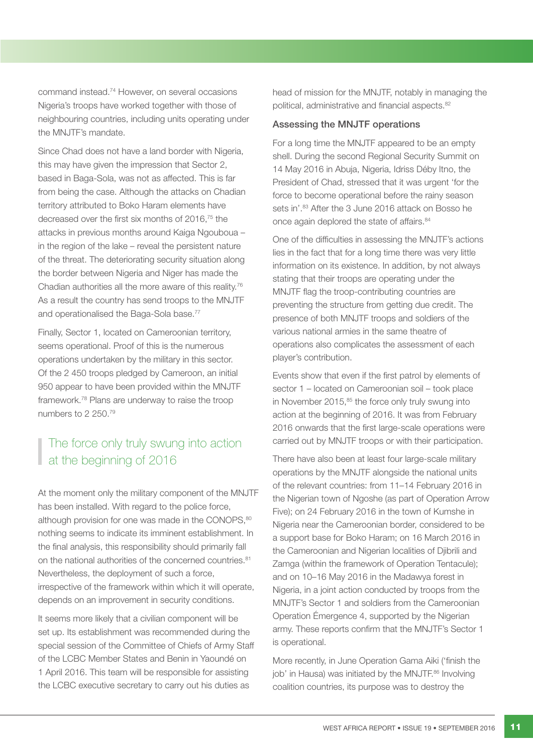command instead.[74] However, on several occasions Nigeria's troops have worked together with those of neighbouring countries, including units operating under the MNJTF's mandate.

Since Chad does not have a land border with Nigeria, this may have given the impression that Sector 2, based in Baga-Sola, was not as affected. This is far from being the case. Although the attacks on Chadian territory attributed to Boko Haram elements have decreased over the first six months of 2016,[75] the attacks in previous months around Kaiga Ngouboua – in the region of the lake – reveal the persistent nature of the threat. The deteriorating security situation along the border between Nigeria and Niger has made the Chadian authorities all the more aware of this reality.[76] As a result the country has send troops to the MNJTF and operationalised the Baga-Sola base.[77]

Finally, Sector 1, located on Cameroonian territory, seems operational. Proof of this is the numerous operations undertaken by the military in this sector. Of the 2 450 troops pledged by Cameroon, an initial 950 appear to have been provided within the MNJTF framework.[78] Plans are underway to raise the troop numbers to 2 250.[79]

> The force only truly swung into action at the beginning of 2016

At the moment only the military component of the MNJTF has been installed. With regard to the police force, although provision for one was made in the CONOPS,[80] nothing seems to indicate its imminent establishment. In the final analysis, this responsibility should primarily fall on the national authorities of the concerned countries.[81] Nevertheless, the deployment of such a force, irrespective of the framework within which it will operate, depends on an improvement in security conditions.

It seems more likely that a civilian component will be set up. Its establishment was recommended during the special session of the Committee of Chiefs of Army Staff of the LCBC Member States and Benin in Yaoundé on 1 April 2016. This team will be responsible for assisting the LCBC executive secretary to carry out his duties as head of mission for the MNJTF, notably in managing the political, administrative and financial aspects.[82]

### Assessing the MNJTF operations

For a long time the MNJTF appeared to be an empty shell. During the second Regional Security Summit on 14 May 2016 in Abuja, Nigeria, Idriss Déby Itno, the President of Chad, stressed that it was urgent 'for the force to become operational before the rainy season sets in'.[83] After the 3 June 2016 attack on Bosso he once again deplored the state of affairs.[84]

One of the difficulties in assessing the MNJTF's actions lies in the fact that for a long time there was very little information on its existence. In addition, by not always stating that their troops are operating under the MNJTF flag the troop-contributing countries are preventing the structure from getting due credit. The presence of both MNJTF troops and soldiers of the various national armies in the same theatre of operations also complicates the assessment of each player's contribution.

Events show that even if the first patrol by elements of sector 1 – located on Cameroonian soil – took place in November 2015,[85] the force only truly swung into action at the beginning of 2016. It was from February 2016 onwards that the first large-scale operations were carried out by MNJTF troops or with their participation.

There have also been at least four large-scale military operations by the MNJTF alongside the national units of the relevant countries: from 11–14 February 2016 in the Nigerian town of Ngoshe (as part of Operation Arrow Five); on 24 February 2016 in the town of Kumshe in Nigeria near the Cameroonian border, considered to be a support base for Boko Haram; on 16 March 2016 in the Cameroonian and Nigerian localities of Djibrili and Zamga (within the framework of Operation Tentacule); and on 10–16 May 2016 in the Madawya forest in Nigeria, in a joint action conducted by troops from the MNJTF's Sector 1 and soldiers from the Cameroonian Operation Émergence 4, supported by the Nigerian army. These reports confirm that the MNJTF's Sector 1 is operational.

More recently, in June Operation Gama Aiki ('finish the job' in Hausa) was initiated by the MNJTF.[86] Involving coalition countries, its purpose was to destroy the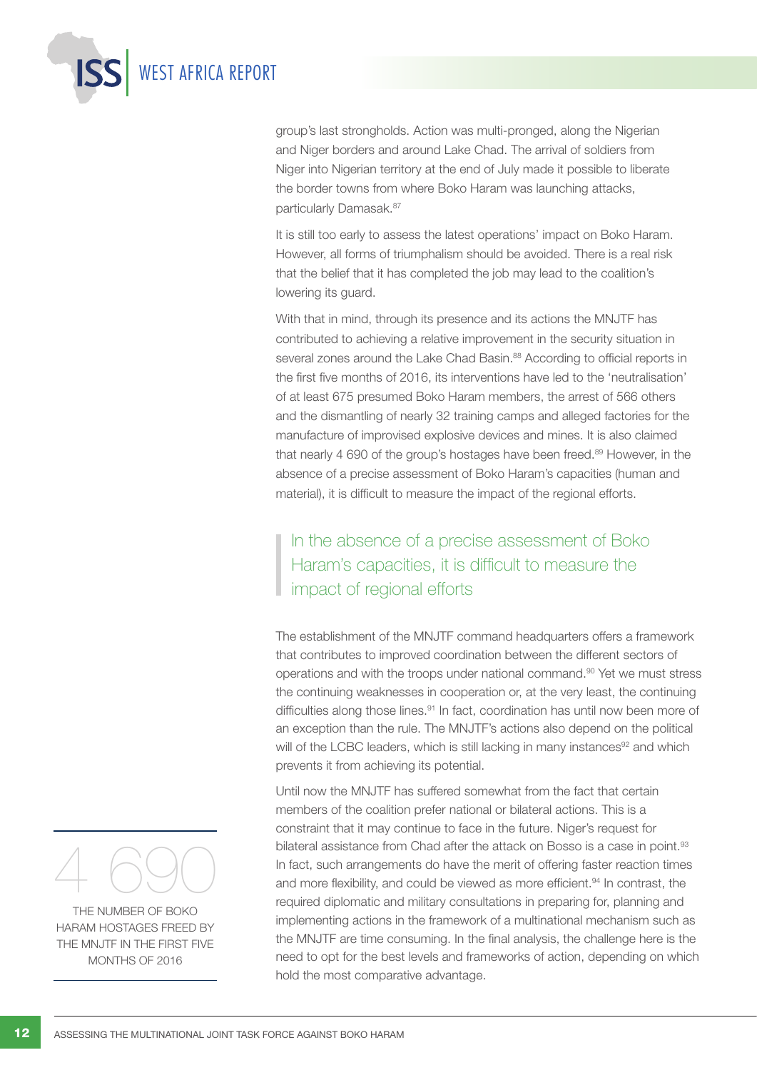group's last strongholds. Action was multi-pronged, along the Nigerian and Niger borders and around Lake Chad. The arrival of soldiers from Niger into Nigerian territory at the end of July made it possible to liberate the border towns from where Boko Haram was launching attacks, particularly Damasak.[87]

It is still too early to assess the latest operations' impact on Boko Haram. However, all forms of triumphalism should be avoided. There is a real risk that the belief that it has completed the job may lead to the coalition's lowering its guard.

With that in mind, through its presence and its actions the MNJTF has contributed to achieving a relative improvement in the security situation in several zones around the Lake Chad Basin.[88] According to official reports in the first five months of 2016, its interventions have led to the 'neutralisation' of at least 675 presumed Boko Haram members, the arrest of 566 others and the dismantling of nearly 32 training camps and alleged factories for the manufacture of improvised explosive devices and mines. It is also claimed that nearly 4 690 of the group's hostages have been freed.[89] However, in the absence of a precise assessment of Boko Haram's capacities (human and material), it is difficult to measure the impact of the regional efforts.

> In the absence of a precise assessment of Boko Haram's capacities, it is difficult to measure the impact of regional efforts

The establishment of the MNJTF command headquarters offers a framework that contributes to improved coordination between the different sectors of operations and with the troops under national command.[90] Yet we must stress the continuing weaknesses in cooperation or, at the very least, the continuing difficulties along those lines.[91] In fact, coordination has until now been more of an exception than the rule. The MNJTF's actions also depend on the political will of the LCBC leaders, which is still lacking in many instances[92] and which prevents it from achieving its potential.

Until now the MNJTF has suffered somewhat from the fact that certain members of the coalition prefer national or bilateral actions. This is a constraint that it may continue to face in the future. Niger's request for bilateral assistance from Chad after the attack on Bosso is a case in point.[93] In fact, such arrangements do have the merit of offering faster reaction times and more flexibility, and could be viewed as more efficient.[94] In contrast, the required diplomatic and military consultations in preparing for, planning and implementing actions in the framework of a multinational mechanism such as the MNJTF are time consuming. In the final analysis, the challenge here is the need to opt for the best levels and frameworks of action, depending on which hold the most comparative advantage.

**4 690**

THE NUMBER OF BOKO HARAM HOSTAGES FREED BY THE MNJTF IN THE FIRST FIVE MONTHS OF 2016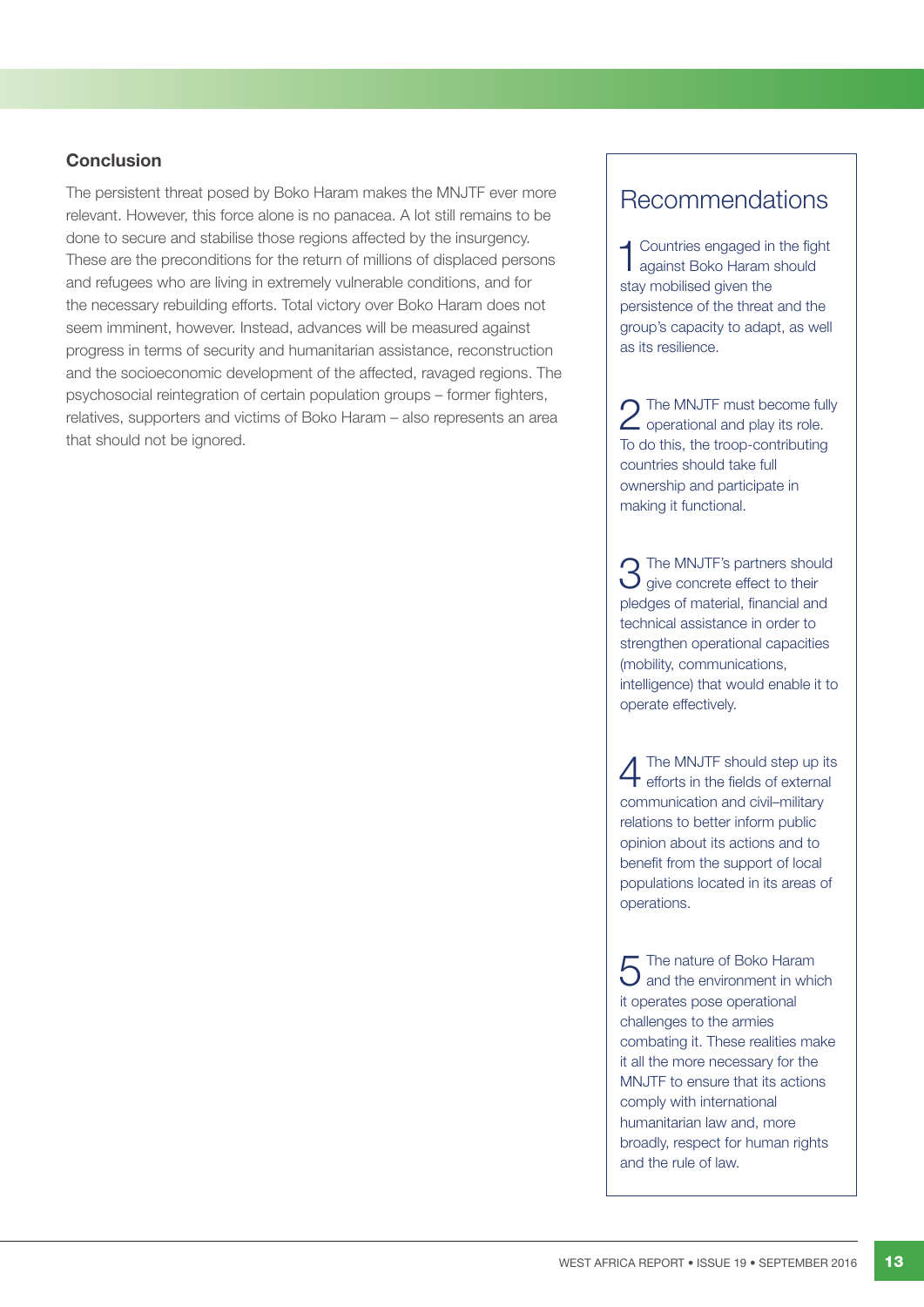## Conclusion

The persistent threat posed by Boko Haram makes the MNJTF ever more relevant. However, this force alone is no panacea. A lot still remains to be done to secure and stabilise those regions affected by the insurgency. These are the preconditions for the return of millions of displaced persons and refugees who are living in extremely vulnerable conditions, and for the necessary rebuilding efforts. Total victory over Boko Haram does not seem imminent, however. Instead, advances will be measured against progress in terms of security and humanitarian assistance, reconstruction and the socioeconomic development of the affected, ravaged regions. The psychosocial reintegration of certain population groups – former fighters, relatives, supporters and victims of Boko Haram – also represents an area that should not be ignored.

## Recommendations

1. Countries engaged in the fight against Boko Haram should stay mobilised given the persistence of the threat and the group's capacity to adapt, as well as its resilience.

2. The MNJTF must become fully operational and play its role. To do this, the troop-contributing countries should take full ownership and participate in making it functional.

3. The MNJTF's partners should give concrete effect to their pledges of material, financial and technical assistance in order to strengthen operational capacities (mobility, communications, intelligence) that would enable it to operate effectively.

4. The MNJTF should step up its efforts in the fields of external communication and civil–military relations to better inform public opinion about its actions and to benefit from the support of local populations located in its areas of operations.

5. The nature of Boko Haram and the environment in which it operates pose operational challenges to the armies combating it. These realities make it all the more necessary for the MNJTF to ensure that its actions comply with international humanitarian law and, more broadly, respect for human rights and the rule of law.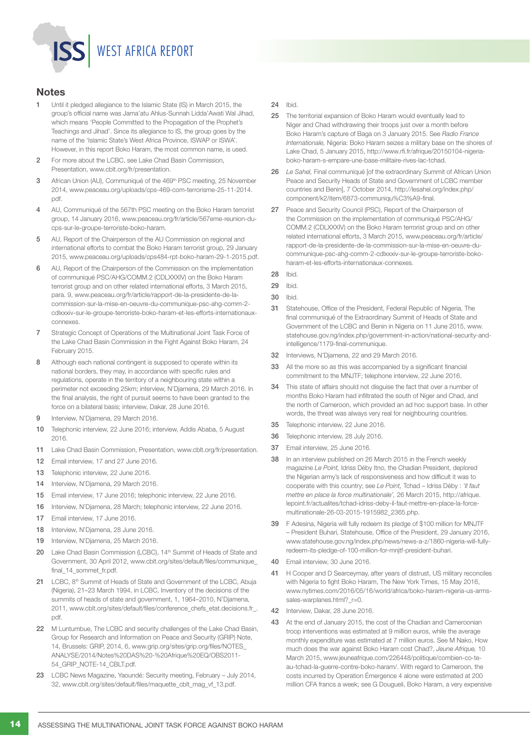## Notes

1. Until it pledged allegiance to the Islamic State (IS) in March 2015, the group's official name was Jama'atu Ahlus-Sunnah Lidda'Awati Wal Jihad, which means 'People Committed to the Propagation of the Prophet's Teachings and Jihad'. Since its allegiance to IS, the group goes by the name of the 'Islamic State's West Africa Province, ISWAP or ISWA'. However, in this report Boko Haram, the most common name, is used.
2. For more about the LCBC, see Lake Chad Basin Commission, Presentation, www.cblt.org/fr/presentation.
3. African Union (AU), Communiqué of the 469th PSC meeting, 25 November 2014, www.peaceau.org/uploads/cps-469-com-terrorisme-25-11-2014.pdf.
4. AU, Communiqué of the 567th PSC meeting on the Boko Haram terrorist group, 14 January 2016, www.peaceau.org/fr/article/567eme-reunion-du-cps-sur-le-groupe-terroriste-boko-haram.
5. AU, Report of the Chairperson of the AU Commission on regional and international efforts to combat the Boko Haram terrorist group, 29 January 2015, www.peaceau.org/uploads/cps484-rpt-boko-haram-29-1-2015.pdf.
6. AU, Report of the Chairperson of the Commission on the implementation of communiqué PSC/AHG/COMM.2 (CDLXXXIV) on the Boko Haram terrorist group and on other related international efforts, 3 March 2015, para. 9, www.peaceau.org/fr/article/rapport-de-la-presidente-de-la-commission-sur-la-mise-en-oeuvre-du-communique-psc-ahg-comm-2-cdlxxxiv-sur-le-groupe-terroriste-boko-haram-et-les-efforts-internationaux-connexes.
7. Strategic Concept of Operations of the Multinational Joint Task Force of the Lake Chad Basin Commission in the Fight Against Boko Haram, 24 February 2015.
8. Although each national contingent is supposed to operate within its national borders, they may, in accordance with specific rules and regulations, operate in the territory of a neighbouring state within a perimeter not exceeding 25km; interview, N'Djamena, 29 March 2016. In the final analysis, the right of pursuit seems to have been granted to the force on a bilateral basis; interview, Dakar, 28 June 2016.
9. Interview, N'Djamena, 29 March 2016.
10. Telephonic interview, 22 June 2016; interview, Addis Ababa, 5 August 2016.
11. Lake Chad Basin Commission, Presentation, www.cblt.org/fr/presentation.
12. Email interview, 17 and 27 June 2016.
13. Telephonic interview, 22 June 2016.
14. Interview, N'Djamena, 29 March 2016.
15. Email interview, 17 June 2016; telephonic interview, 22 June 2016.
16. Interview, N'Djamena, 28 March; telephonic interview, 22 June 2016.
17. Email interview, 17 June 2016.
18. Interview, N'Djamena, 28 June 2016.
19. Interview, N'Djamena, 25 March 2016.
20. Lake Chad Basin Commission (LCBC), 14th Summit of Heads of State and Government, 30 April 2012, www.cblt.org/sites/default/files/communique_final_14_sommet_fr.pdf.
21. LCBC, 8th Summit of Heads of State and Government of the LCBC, Abuja (Nigeria), 21–23 March 1994, in LCBC, Inventory of the decisions of the summits of heads of state and government, 1, 1964–2010, N'Djamena, 2011, www.cblt.org/sites/default/files/conference_chefs_etat.decisions.fr_.pdf.
22. M Luntumbue, The LCBC and security challenges of the Lake Chad Basin, Group for Research and Information on Peace and Security (GRIP) Note, 14, Brussels: GRIP, 2014, 6, www.grip.org/sites/grip.org/files/NOTES_ANALYSE/2014/Notes%20DAS%20-%20Afrique%20EQ/OBS2011-54_GRIP_NOTE-14_CBLT.pdf.
23. LCBC News Magazine, Yaoundé: Security meeting, February – July 2014, 32, www.cblt.org/sites/default/files/maquette_cblt_mag_vf_13.pdf.
24. Ibid.
25. The territorial expansion of Boko Haram would eventually lead to Niger and Chad withdrawing their troops just over a month before Boko Haram's capture of Baga on 3 January 2015. See *Radio France Internationale,* Nigeria: Boko Haram seizes a military base on the shores of Lake Chad, 5 January 2015, http://www.rfi.fr/afrique/20150104-nigeria-boko-haram-s-empare-une-base-militaire-rives-lac-tchad.
26. *Le Sahel,* Final communiqué [of the extraordinary Summit of African Union Peace and Security Heads of State and Government of LCBC member countries and Benin], 7 October 2014, http://lesahel.org/index.php/component/k2/item/6873-communiqu%C3%A9-final.
27. Peace and Security Council (PSC), Report of the Chairperson of the Commission on the implementation of communiqué PSC/AHG/COMM.2 (CDLXXXIV) on the Boko Haram terrorist group and on other related international efforts, 3 March 2015, www.peaceau.org/fr/article/rapport-de-la-presidente-de-la-commission-sur-la-mise-en-oeuvre-du-communique-psc-ahg-comm-2-cdlxxxiv-sur-le-groupe-terroriste-boko-haram-et-les-efforts-internationaux-connexes.
28. Ibid.
29. Ibid.
30. Ibid.
31. Statehouse, Office of the President, Federal Republic of Nigeria, The final communiqué of the Extraordinary Summit of Heads of State and Government of the LCBC and Benin in Nigeria on 11 June 2015, www.statehouse.gov.ng/index.php/government-in-action/national-security-and-intelligence/1179-final-communique.
32. Interviews, N'Djamena, 22 and 29 March 2016.
33. All the more so as this was accompanied by a significant financial commitment to the MNJTF; telephone interview, 22 June 2016.
34. This state of affairs should not disguise the fact that over a number of months Boko Haram had infiltrated the south of Niger and Chad, and the north of Cameroon, which provided an ad hoc support base. In other words, the threat was always very real for neighbouring countries.
35. Telephonic interview, 22 June 2016.
36. Telephonic interview, 28 July 2016.
37. Email interview, 25 June 2016.
38. In an interview published on 26 March 2015 in the French weekly magazine *Le Point,* Idriss Déby Itno, the Chadian President, deplored the Nigerian army's lack of responsiveness and how difficult it was to cooperate with this country; see *Le Point,* Tchad – Idriss Déby : *'Il faut mettre en place la force multinationale',* 26 March 2015, http://afrique.lepoint.fr/actualites/tchad-idriss-deby-il-faut-mettre-en-place-la-force-multinationale-26-03-2015-1915982_2365.php.
39. F Adesina, Nigeria will fully redeem its pledge of $100 million for MNJTF – President Buhari, Statehouse, Office of the President, 29 January 2016, www.statehouse.gov.ng/index.php/news/news-a-z/1860-nigeria-will-fully-redeem-its-pledge-of-100-million-for-mnjtf-president-buhari.
40. Email interview, 30 June 2016.
41. H Cooper and D Searceymay, after years of distrust, US military reconciles with Nigeria to fight Boko Haram, The New York Times, 15 May 2016, www.nytimes.com/2016/05/16/world/africa/boko-haram-nigeria-us-arms-sales-warplanes.html?_r=0.
42. Interview, Dakar, 28 June 2016.
43. At the end of January 2015, the cost of the Chadian and Cameroonian troop interventions was estimated at 9 million euros, while the average monthly expenditure was estimated at 7 million euros. See M Nako, How much does the war against Boko Haram cost Chad?, *Jeune Afrique,* 10 March 2015, www.jeuneafrique.com/226448/politique/combien-co-te-au-tchad-la-guerre-contre-boko-haram/. With regard to Cameroon, the costs incurred by Operation Émergence 4 alone were estimated at 200 million CFA francs a week; see G Dougueli, Boko Haram, a very expensive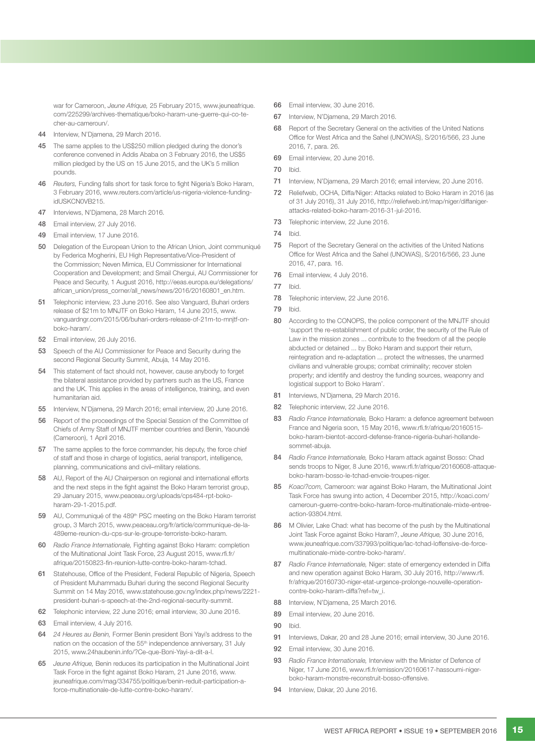war for Cameroon, *Jeune Afrique,* 25 February 2015, www.jeuneafrique.com/225299/archives-thematique/boko-haram-une-guerre-qui-co-te-cher-au-cameroun/.

44 Interview, N'Djamena, 29 March 2016.

45 The same applies to the US$250 million pledged during the donor's conference convened in Addis Ababa on 3 February 2016, the US$5 million pledged by the US on 15 June 2015, and the UK's 5 million pounds.

46 *Reuters,* Funding falls short for task force to fight Nigeria's Boko Haram, 3 February 2016, www.reuters.com/article/us-nigeria-violence-funding-idUSKCN0VB215.

47 Interviews, N'Djamena, 28 March 2016.

48 Email interview, 27 July 2016.

49 Email interview, 17 June 2016.

50 Delegation of the European Union to the African Union, Joint communiqué by Federica Mogherini, EU High Representative/Vice-President of the Commission; Neven Mimica, EU Commissioner for International Cooperation and Development; and Smail Chergui, AU Commissioner for Peace and Security, 1 August 2016, http://eeas.europa.eu/delegations/african_union/press_corner/all_news/news/2016/20160801_en.htm.

51 Telephonic interview, 23 June 2016. See also Vanguard, Buhari orders release of $21m to MNJTF on Boko Haram, 14 June 2015, www.vanguardngr.com/2015/06/buhari-orders-release-of-21m-to-mnjtf-on-boko-haram/.

52 Email interview, 26 July 2016.

53 Speech of the AU Commissioner for Peace and Security during the second Regional Security Summit, Abuja, 14 May 2016.

54 This statement of fact should not, however, cause anybody to forget the bilateral assistance provided by partners such as the US, France and the UK. This applies in the areas of intelligence, training, and even humanitarian aid.

55 Interview, N'Djamena, 29 March 2016; email interview, 20 June 2016.

56 Report of the proceedings of the Special Session of the Committee of Chiefs of Army Staff of MNJTF member countries and Benin, Yaoundé (Cameroon), 1 April 2016.

57 The same applies to the force commander, his deputy, the force chief of staff and those in charge of logistics, aerial transport, intelligence, planning, communications and civil–military relations.

58 AU, Report of the AU Chairperson on regional and international efforts and the next steps in the fight against the Boko Haram terrorist group, 29 January 2015, www.peaceau.org/uploads/cps484-rpt-boko-haram-29-1-2015.pdf.

59 AU, Communiqué of the 489th PSC meeting on the Boko Haram terrorist group, 3 March 2015, www.peaceau.org/fr/article/communique-de-la-489eme-reunion-du-cps-sur-le-groupe-terroriste-boko-haram.

60 *Radio France Internationale,* Fighting against Boko Haram: completion of the Multinational Joint Task Force, 23 August 2015, www.rfi.fr/afrique/20150823-fin-reunion-lutte-contre-boko-haram-tchad.

61 Statehouse, Office of the President, Federal Republic of Nigeria, Speech of President Muhammadu Buhari during the second Regional Security Summit on 14 May 2016, www.statehouse.gov.ng/index.php/news/2221-president-buhari-s-speech-at-the-2nd-regional-security-summit.

62 Telephonic interview, 22 June 2016; email interview, 30 June 2016.

63 Email interview, 4 July 2016.

64 *24 Heures au Benin,* Former Benin president Boni Yayi's address to the nation on the occasion of the 55th independence anniversary, 31 July 2015, www.24haubenin.info/?Ce-que-Boni-Yayi-a-dit-a-l.

65 *Jeune Afrique,* Benin reduces its participation in the Multinational Joint Task Force in the fight against Boko Haram, 21 June 2016, www.jeuneafrique.com/mag/334755/politique/benin-reduit-participation-a-force-multinationale-de-lutte-contre-boko-haram/.

66 Email interview, 30 June 2016.

67 Interview, N'Djamena, 29 March 2016.

68 Report of the Secretary General on the activities of the United Nations Office for West Africa and the Sahel (UNOWAS), S/2016/566, 23 June 2016, 7, para. 26.

69 Email interview, 20 June 2016.

70 Ibid.

71 Interview, N'Djamena, 29 March 2016; email interview, 20 June 2016.

72 Reliefweb, OCHA, Diffa/Niger: Attacks related to Boko Haram in 2016 (as of 31 July 2016), 31 July 2016, http://reliefweb.int/map/niger/diffaniger-attacks-related-boko-haram-2016-31-jul-2016.

73 Telephonic interview, 22 June 2016.

74 Ibid.

75 Report of the Secretary General on the activities of the United Nations Office for West Africa and the Sahel (UNOWAS), S/2016/566, 23 June 2016, 47, para. 16.

76 Email interview, 4 July 2016.

77 Ibid.

78 Telephonic interview, 22 June 2016.

79 Ibid.

80 According to the CONOPS, the police component of the MNJTF should 'support the re-establishment of public order, the security of the Rule of Law in the mission zones ... contribute to the freedom of all the people abducted or detained ... by Boko Haram and support their return, reintegration and re-adaptation ... protect the witnesses, the unarmed civilians and vulnerable groups; combat criminality; recover stolen property; and identify and destroy the funding sources, weaponry and logistical support to Boko Haram'.

81 Interviews, N'Djamena, 29 March 2016.

82 Telephonic interview, 22 June 2016.

83 *Radio France Internationale,* Boko Haram: a defence agreement between France and Nigeria soon, 15 May 2016, www.rfi.fr/afrique/20160515-boko-haram-bientot-accord-defense-france-nigeria-buhari-hollande-sommet-abuja.

84 *Radio France Internationale,* Boko Haram attack against Bosso: Chad sends troops to Niger, 8 June 2016, www.rfi.fr/afrique/20160608-attaque-boko-haram-bosso-le-tchad-envoie-troupes-niger.

85 *Koaci?com,* Cameroon: war against Boko Haram, the Multinational Joint Task Force has swung into action, 4 December 2015, http://koaci.com/cameroun-guerre-contre-boko-haram-force-multinationale-mixte-entree-action-93804.html.

86 M Olivier, Lake Chad: what has become of the push by the Multinational Joint Task Force against Boko Haram?, *Jeune Afrique,* 30 June 2016, www.jeuneafrique.com/337993/politique/lac-tchad-loffensive-de-force-multinationale-mixte-contre-boko-haram/.

87 *Radio France Internationale,* Niger: state of emergency extended in Diffa and new operation against Boko Haram, 30 July 2016, http://www.rfi.fr/afrique/20160730-niger-etat-urgence-prolonge-nouvelle-operation-contre-boko-haram-diffa?ref=tw_i.

88 Interview, N'Djamena, 25 March 2016.

89 Email interview, 20 June 2016.

90 Ibid.

91 Interviews, Dakar, 20 and 28 June 2016; email interview, 30 June 2016.

92 Email interview, 30 June 2016.

93 *Radio France Internationale,* Interview with the Minister of Defence of Niger, 17 June 2016, www.rfi.fr/emission/20160617-hassoumi-niger-boko-haram-monstre-reconstruit-bosso-offensive.

94 Interview, Dakar, 20 June 2016.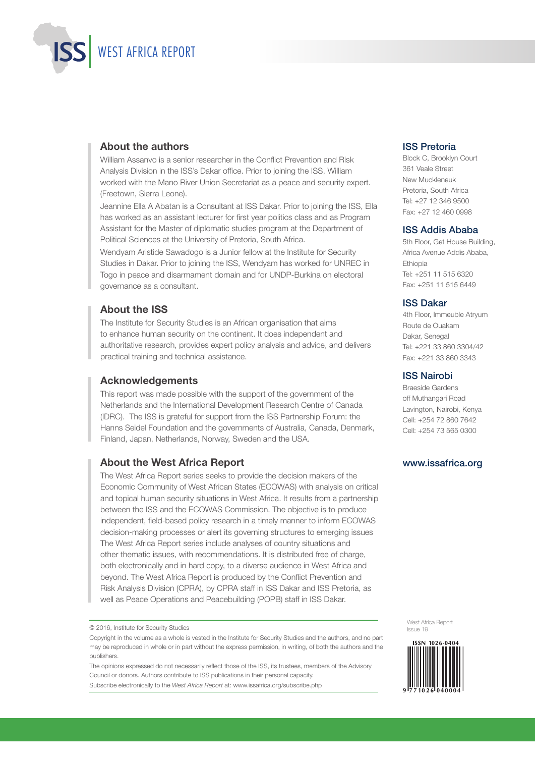ISS | WEST AFRICA REPORT

## About the authors

William Assanvo is a senior researcher in the Conflict Prevention and Risk Analysis Division in the ISS's Dakar office. Prior to joining the ISS, William worked with the Mano River Union Secretariat as a peace and security expert. (Freetown, Sierra Leone).

Jeannine Ella A Abatan is a Consultant at ISS Dakar. Prior to joining the ISS, Ella has worked as an assistant lecturer for first year politics class and as Program Assistant for the Master of diplomatic studies program at the Department of Political Sciences at the University of Pretoria, South Africa.

Wendyam Aristide Sawadogo is a Junior fellow at the Institute for Security Studies in Dakar. Prior to joining the ISS, Wendyam has worked for UNREC in Togo in peace and disarmament domain and for UNDP-Burkina on electoral governance as a consultant.

## About the ISS

The Institute for Security Studies is an African organisation that aims to enhance human security on the continent. It does independent and authoritative research, provides expert policy analysis and advice, and delivers practical training and technical assistance.

## Acknowledgements

This report was made possible with the support of the government of the Netherlands and the International Development Research Centre of Canada (IDRC). The ISS is grateful for support from the ISS Partnership Forum: the Hanns Seidel Foundation and the governments of Australia, Canada, Denmark, Finland, Japan, Netherlands, Norway, Sweden and the USA.

## About the West Africa Report

The West Africa Report series seeks to provide the decision makers of the Economic Community of West African States (ECOWAS) with analysis on critical and topical human security situations in West Africa. It results from a partnership between the ISS and the ECOWAS Commission. The objective is to produce independent, field-based policy research in a timely manner to inform ECOWAS decision-making processes or alert its governing structures to emerging issues The West Africa Report series include analyses of country situations and other thematic issues, with recommendations. It is distributed free of charge, both electronically and in hard copy, to a diverse audience in West Africa and beyond. The West Africa Report is produced by the Conflict Prevention and Risk Analysis Division (CPRA), by CPRA staff in ISS Dakar and ISS Pretoria, as well as Peace Operations and Peacebuilding (POPB) staff in ISS Dakar.

### ISS Pretoria

Block C, Brooklyn Court
361 Veale Street
New Muckleneuk
Pretoria, South Africa
Tel: +27 12 346 9500
Fax: +27 12 460 0998

### ISS Addis Ababa

5th Floor, Get House Building,
Africa Avenue Addis Ababa,
Ethiopia
Tel: +251 11 515 6320
Fax: +251 11 515 6449

### ISS Dakar

4th Floor, Immeuble Atryum
Route de Ouakam
Dakar, Senegal
Tel: +221 33 860 3304/42
Fax: +221 33 860 3343

### ISS Nairobi

Braeside Gardens
off Muthangari Road
Lavington, Nairobi, Kenya
Cell: +254 72 860 7642
Cell: +254 73 565 0300

**www.issafrica.org**

© 2016, Institute for Security Studies

Copyright in the volume as a whole is vested in the Institute for Security Studies and the authors, and no part may be reproduced in whole or in part without the express permission, in writing, of both the authors and the publishers.

The opinions expressed do not necessarily reflect those of the ISS, its trustees, members of the Advisory Council or donors. Authors contribute to ISS publications in their personal capacity.

Subscribe electronically to the *West Africa Report* at: www.issafrica.org/subscribe.php

West Africa Report
Issue 19

ISSN 1026-0404